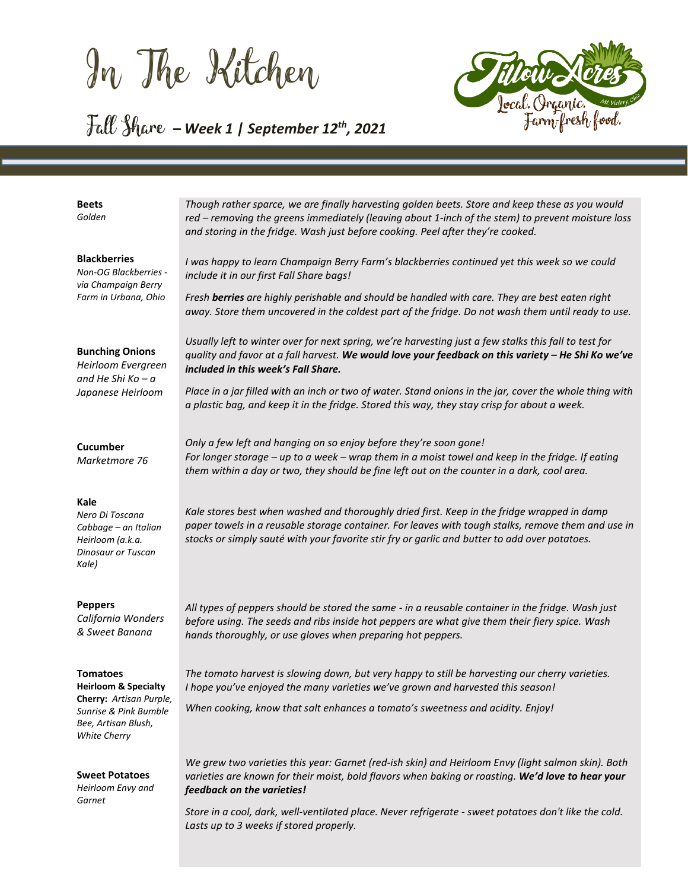# In The Kitchen

## Fall Share – *Week 1 | September 12th, 2021*

Tillow Acres
Local. Organic. Farm-fresh food.
Mt. Victory, Ohio

**Beets**
*Golden*

*Though rather sparce, we are finally harvesting golden beets. Store and keep these as you would red – removing the greens immediately (leaving about 1-inch of the stem) to prevent moisture loss and storing in the fridge. Wash just before cooking. Peel after they're cooked.*

**Blackberries**
*Non-OG Blackberries - via Champaign Berry Farm in Urbana, Ohio*

*I was happy to learn Champaign Berry Farm's blackberries continued yet this week so we could include it in our first Fall Share bags!*

*Fresh **berries** are highly perishable and should be handled with care. They are best eaten right away. Store them uncovered in the coldest part of the fridge. Do not wash them until ready to use.*

**Bunching Onions**
*Heirloom Evergreen and He Shi Ko – a Japanese Heirloom*

*Usually left to winter over for next spring, we're harvesting just a few stalks this fall to test for quality and favor at a fall harvest. **We would love your feedback on this variety – He Shi Ko we've included in this week's Fall Share.***

*Place in a jar filled with an inch or two of water. Stand onions in the jar, cover the whole thing with a plastic bag, and keep it in the fridge. Stored this way, they stay crisp for about a week.*

**Cucumber**
*Marketmore 76*

*Only a few left and hanging on so enjoy before they're soon gone!*
*For longer storage – up to a week – wrap them in a moist towel and keep in the fridge. If eating them within a day or two, they should be fine left out on the counter in a dark, cool area.*

**Kale**
*Nero Di Toscana Cabbage – an Italian Heirloom (a.k.a. Dinosaur or Tuscan Kale)*

*Kale stores best when washed and thoroughly dried first. Keep in the fridge wrapped in damp paper towels in a reusable storage container. For leaves with tough stalks, remove them and use in stocks or simply sauté with your favorite stir fry or garlic and butter to add over potatoes.*

**Peppers**
*California Wonders & Sweet Banana*

*All types of peppers should be stored the same - in a reusable container in the fridge. Wash just before using. The seeds and ribs inside hot peppers are what give them their fiery spice. Wash hands thoroughly, or use gloves when preparing hot peppers.*

**Tomatoes**
**Heirloom & Specialty**
**Cherry:** *Artisan Purple, Sunrise & Pink Bumble Bee, Artisan Blush, White Cherry*

*The tomato harvest is slowing down, but very happy to still be harvesting our cherry varieties. I hope you've enjoyed the many varieties we've grown and harvested this season!*

*When cooking, know that salt enhances a tomato's sweetness and acidity. Enjoy!*

**Sweet Potatoes**
*Heirloom Envy and Garnet*

*We grew two varieties this year: Garnet (red-ish skin) and Heirloom Envy (light salmon skin). Both varieties are known for their moist, bold flavors when baking or roasting. **We'd love to hear your feedback on the varieties!***

*Store in a cool, dark, well-ventilated place. Never refrigerate - sweet potatoes don't like the cold. Lasts up to 3 weeks if stored properly.*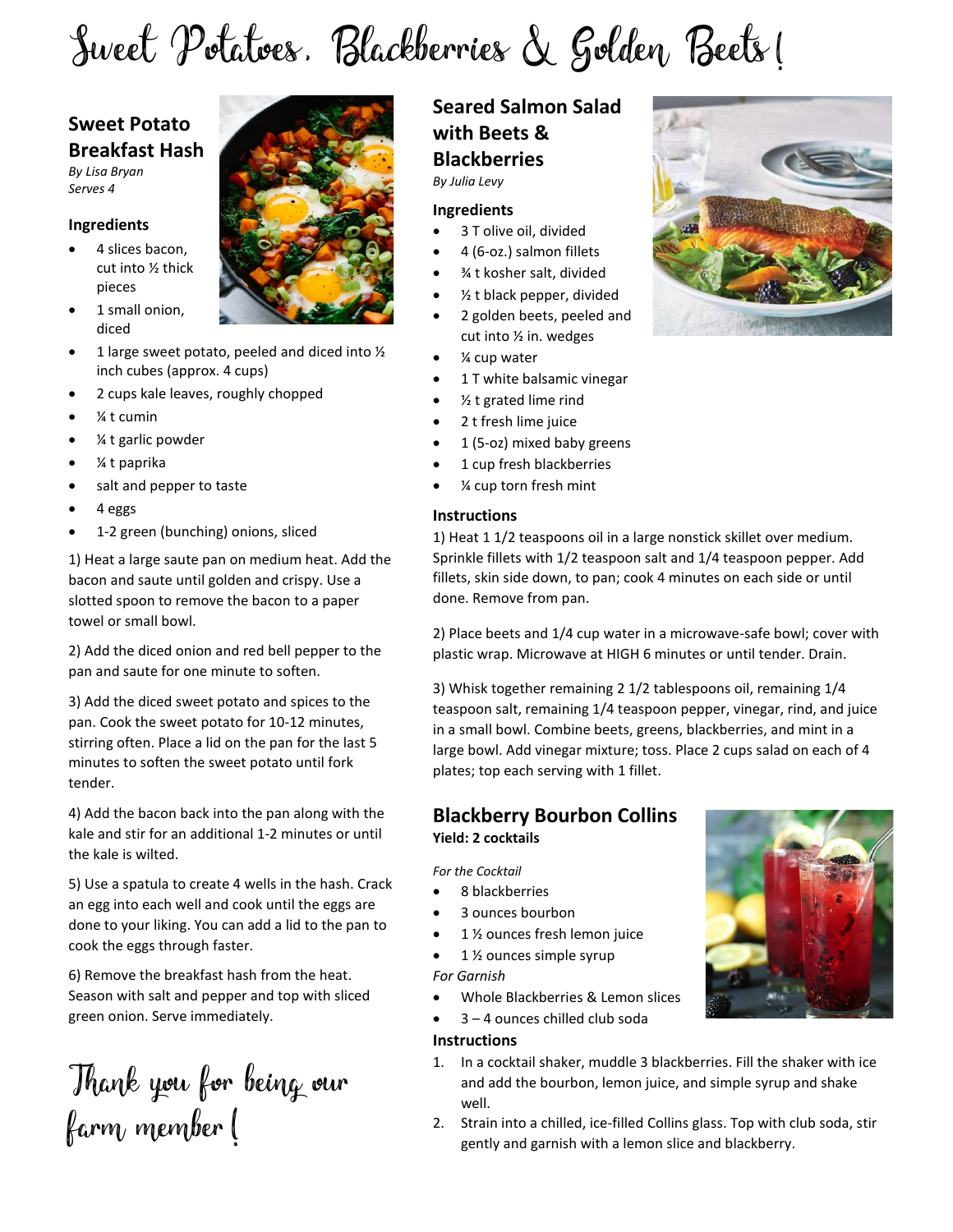# Sweet Potatoes, Blackberries & Golden Beets!

## Sweet Potato Breakfast Hash

*By Lisa Bryan*
*Serves 4*

### Ingredients

- 4 slices bacon, cut into ½ thick pieces
- 1 small onion, diced
- 1 large sweet potato, peeled and diced into ½ inch cubes (approx. 4 cups)
- 2 cups kale leaves, roughly chopped
- ¼ t cumin
- ¼ t garlic powder
- ¼ t paprika
- salt and pepper to taste
- 4 eggs
- 1-2 green (bunching) onions, sliced

1) Heat a large saute pan on medium heat. Add the bacon and saute until golden and crispy. Use a slotted spoon to remove the bacon to a paper towel or small bowl.

2) Add the diced onion and red bell pepper to the pan and saute for one minute to soften.

3) Add the diced sweet potato and spices to the pan. Cook the sweet potato for 10-12 minutes, stirring often. Place a lid on the pan for the last 5 minutes to soften the sweet potato until fork tender.

4) Add the bacon back into the pan along with the kale and stir for an additional 1-2 minutes or until the kale is wilted.

5) Use a spatula to create 4 wells in the hash. Crack an egg into each well and cook until the eggs are done to your liking. You can add a lid to the pan to cook the eggs through faster.

6) Remove the breakfast hash from the heat. Season with salt and pepper and top with sliced green onion. Serve immediately.

Thank you for being our farm member!

## Seared Salmon Salad with Beets & Blackberries

*By Julia Levy*

### Ingredients

- 3 T olive oil, divided
- 4 (6-oz.) salmon fillets
- ¾ t kosher salt, divided
- ½ t black pepper, divided
- 2 golden beets, peeled and cut into ½ in. wedges
- ¼ cup water
- 1 T white balsamic vinegar
- ½ t grated lime rind
- 2 t fresh lime juice
- 1 (5-oz) mixed baby greens
- 1 cup fresh blackberries
- ¼ cup torn fresh mint

### Instructions

1) Heat 1 1/2 teaspoons oil in a large nonstick skillet over medium. Sprinkle fillets with 1/2 teaspoon salt and 1/4 teaspoon pepper. Add fillets, skin side down, to pan; cook 4 minutes on each side or until done. Remove from pan.

2) Place beets and 1/4 cup water in a microwave-safe bowl; cover with plastic wrap. Microwave at HIGH 6 minutes or until tender. Drain.

3) Whisk together remaining 2 1/2 tablespoons oil, remaining 1/4 teaspoon salt, remaining 1/4 teaspoon pepper, vinegar, rind, and juice in a small bowl. Combine beets, greens, blackberries, and mint in a large bowl. Add vinegar mixture; toss. Place 2 cups salad on each of 4 plates; top each serving with 1 fillet.

## Blackberry Bourbon Collins

**Yield: 2 cocktails**

*For the Cocktail*

- 8 blackberries
- 3 ounces bourbon
- 1 ½ ounces fresh lemon juice
- 1 ½ ounces simple syrup

*For Garnish*

- Whole Blackberries & Lemon slices
- 3 – 4 ounces chilled club soda

### Instructions

1. In a cocktail shaker, muddle 3 blackberries. Fill the shaker with ice and add the bourbon, lemon juice, and simple syrup and shake well.
2. Strain into a chilled, ice-filled Collins glass. Top with club soda, stir gently and garnish with a lemon slice and blackberry.